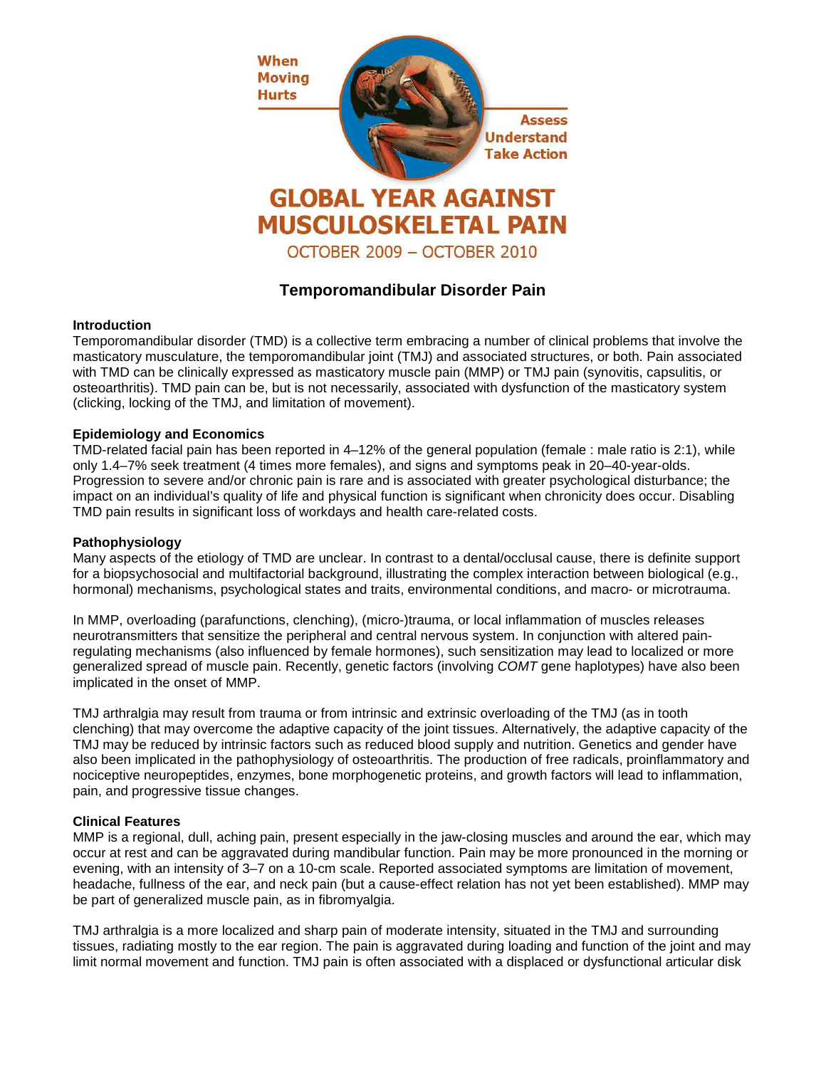When Moving Hurts

Assess Understand Take Action

# GLOBAL YEAR AGAINST MUSCULOSKELETAL PAIN

OCTOBER 2009 – OCTOBER 2010

## Temporomandibular Disorder Pain

### Introduction

Temporomandibular disorder (TMD) is a collective term embracing a number of clinical problems that involve the masticatory musculature, the temporomandibular joint (TMJ) and associated structures, or both. Pain associated with TMD can be clinically expressed as masticatory muscle pain (MMP) or TMJ pain (synovitis, capsulitis, or osteoarthritis). TMD pain can be, but is not necessarily, associated with dysfunction of the masticatory system (clicking, locking of the TMJ, and limitation of movement).

### Epidemiology and Economics

TMD-related facial pain has been reported in 4–12% of the general population (female : male ratio is 2:1), while only 1.4–7% seek treatment (4 times more females), and signs and symptoms peak in 20–40-year-olds. Progression to severe and/or chronic pain is rare and is associated with greater psychological disturbance; the impact on an individual's quality of life and physical function is significant when chronicity does occur. Disabling TMD pain results in significant loss of workdays and health care-related costs.

### Pathophysiology

Many aspects of the etiology of TMD are unclear. In contrast to a dental/occlusal cause, there is definite support for a biopsychosocial and multifactorial background, illustrating the complex interaction between biological (e.g., hormonal) mechanisms, psychological states and traits, environmental conditions, and macro- or microtrauma.

In MMP, overloading (parafunctions, clenching), (micro-)trauma, or local inflammation of muscles releases neurotransmitters that sensitize the peripheral and central nervous system. In conjunction with altered pain-regulating mechanisms (also influenced by female hormones), such sensitization may lead to localized or more generalized spread of muscle pain. Recently, genetic factors (involving *COMT* gene haplotypes) have also been implicated in the onset of MMP.

TMJ arthralgia may result from trauma or from intrinsic and extrinsic overloading of the TMJ (as in tooth clenching) that may overcome the adaptive capacity of the joint tissues. Alternatively, the adaptive capacity of the TMJ may be reduced by intrinsic factors such as reduced blood supply and nutrition. Genetics and gender have also been implicated in the pathophysiology of osteoarthritis. The production of free radicals, proinflammatory and nociceptive neuropeptides, enzymes, bone morphogenetic proteins, and growth factors will lead to inflammation, pain, and progressive tissue changes.

### Clinical Features

MMP is a regional, dull, aching pain, present especially in the jaw-closing muscles and around the ear, which may occur at rest and can be aggravated during mandibular function. Pain may be more pronounced in the morning or evening, with an intensity of 3–7 on a 10-cm scale. Reported associated symptoms are limitation of movement, headache, fullness of the ear, and neck pain (but a cause-effect relation has not yet been established). MMP may be part of generalized muscle pain, as in fibromyalgia.

TMJ arthralgia is a more localized and sharp pain of moderate intensity, situated in the TMJ and surrounding tissues, radiating mostly to the ear region. The pain is aggravated during loading and function of the joint and may limit normal movement and function. TMJ pain is often associated with a displaced or dysfunctional articular disk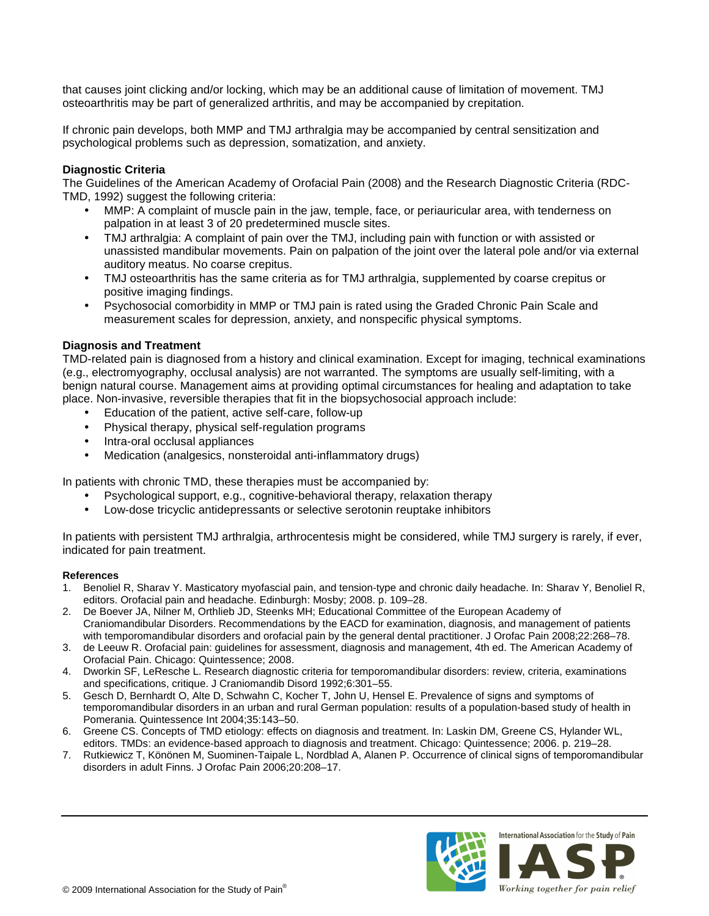that causes joint clicking and/or locking, which may be an additional cause of limitation of movement. TMJ osteoarthritis may be part of generalized arthritis, and may be accompanied by crepitation.

If chronic pain develops, both MMP and TMJ arthralgia may be accompanied by central sensitization and psychological problems such as depression, somatization, and anxiety.

### Diagnostic Criteria

The Guidelines of the American Academy of Orofacial Pain (2008) and the Research Diagnostic Criteria (RDC-TMD, 1992) suggest the following criteria:

- MMP: A complaint of muscle pain in the jaw, temple, face, or periauricular area, with tenderness on palpation in at least 3 of 20 predetermined muscle sites.
- TMJ arthralgia: A complaint of pain over the TMJ, including pain with function or with assisted or unassisted mandibular movements. Pain on palpation of the joint over the lateral pole and/or via external auditory meatus. No coarse crepitus.
- TMJ osteoarthritis has the same criteria as for TMJ arthralgia, supplemented by coarse crepitus or positive imaging findings.
- Psychosocial comorbidity in MMP or TMJ pain is rated using the Graded Chronic Pain Scale and measurement scales for depression, anxiety, and nonspecific physical symptoms.

### Diagnosis and Treatment

TMD-related pain is diagnosed from a history and clinical examination. Except for imaging, technical examinations (e.g., electromyography, occlusal analysis) are not warranted. The symptoms are usually self-limiting, with a benign natural course. Management aims at providing optimal circumstances for healing and adaptation to take place. Non-invasive, reversible therapies that fit in the biopsychosocial approach include:

- Education of the patient, active self-care, follow-up
- Physical therapy, physical self-regulation programs
- Intra-oral occlusal appliances
- Medication (analgesics, nonsteroidal anti-inflammatory drugs)

In patients with chronic TMD, these therapies must be accompanied by:

- Psychological support, e.g., cognitive-behavioral therapy, relaxation therapy
- Low-dose tricyclic antidepressants or selective serotonin reuptake inhibitors

In patients with persistent TMJ arthralgia, arthrocentesis might be considered, while TMJ surgery is rarely, if ever, indicated for pain treatment.

#### References

1. Benoliel R, Sharav Y. Masticatory myofascial pain, and tension-type and chronic daily headache. In: Sharav Y, Benoliel R, editors. Orofacial pain and headache. Edinburgh: Mosby; 2008. p. 109–28.
2. De Boever JA, Nilner M, Orthlieb JD, Steenks MH; Educational Committee of the European Academy of Craniomandibular Disorders. Recommendations by the EACD for examination, diagnosis, and management of patients with temporomandibular disorders and orofacial pain by the general dental practitioner. J Orofac Pain 2008;22:268–78.
3. de Leeuw R. Orofacial pain: guidelines for assessment, diagnosis and management, 4th ed. The American Academy of Orofacial Pain. Chicago: Quintessence; 2008.
4. Dworkin SF, LeResche L. Research diagnostic criteria for temporomandibular disorders: review, criteria, examinations and specifications, critique. J Craniomandib Disord 1992;6:301–55.
5. Gesch D, Bernhardt O, Alte D, Schwahn C, Kocher T, John U, Hensel E. Prevalence of signs and symptoms of temporomandibular disorders in an urban and rural German population: results of a population-based study of health in Pomerania. Quintessence Int 2004;35:143–50.
6. Greene CS. Concepts of TMD etiology: effects on diagnosis and treatment. In: Laskin DM, Greene CS, Hylander WL, editors. TMDs: an evidence-based approach to diagnosis and treatment. Chicago: Quintessence; 2006. p. 219–28.
7. Rutkiewicz T, Könönen M, Suominen-Taipale L, Nordblad A, Alanen P. Occurrence of clinical signs of temporomandibular disorders in adult Finns. J Orofac Pain 2006;20:208–17.

© 2009 International Association for the Study of Pain®

International Association for the Study of Pain

IASP

Working together for pain relief